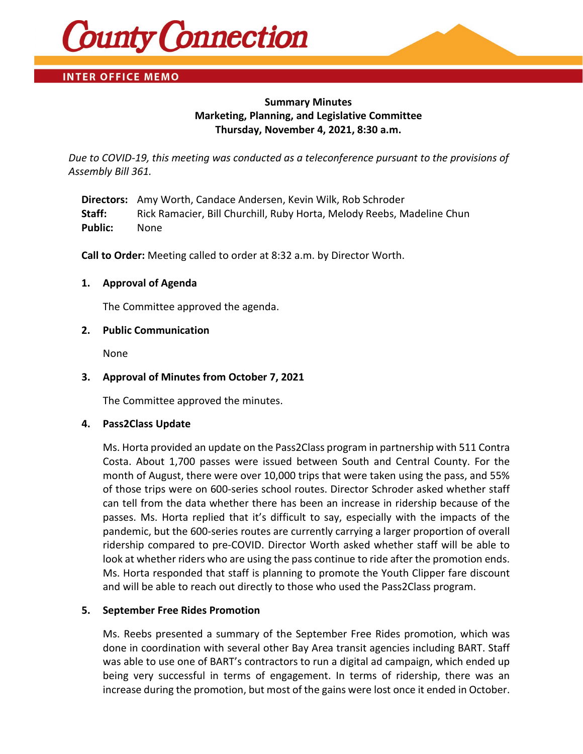# County Connection

## INTER OFFICE MEMO

**Summary Minutes**
**Marketing, Planning, and Legislative Committee**
**Thursday, November 4, 2021, 8:30 a.m.**

*Due to COVID-19, this meeting was conducted as a teleconference pursuant to the provisions of Assembly Bill 361.*

**Directors:** Amy Worth, Candace Andersen, Kevin Wilk, Rob Schroder
**Staff:** Rick Ramacier, Bill Churchill, Ruby Horta, Melody Reebs, Madeline Chun
**Public:** None

**Call to Order:** Meeting called to order at 8:32 a.m. by Director Worth.

1. **Approval of Agenda**

   The Committee approved the agenda.

2. **Public Communication**

   None

3. **Approval of Minutes from October 7, 2021**

   The Committee approved the minutes.

4. **Pass2Class Update**

   Ms. Horta provided an update on the Pass2Class program in partnership with 511 Contra Costa. About 1,700 passes were issued between South and Central County. For the month of August, there were over 10,000 trips that were taken using the pass, and 55% of those trips were on 600-series school routes. Director Schroder asked whether staff can tell from the data whether there has been an increase in ridership because of the passes. Ms. Horta replied that it's difficult to say, especially with the impacts of the pandemic, but the 600-series routes are currently carrying a larger proportion of overall ridership compared to pre-COVID. Director Worth asked whether staff will be able to look at whether riders who are using the pass continue to ride after the promotion ends. Ms. Horta responded that staff is planning to promote the Youth Clipper fare discount and will be able to reach out directly to those who used the Pass2Class program.

5. **September Free Rides Promotion**

   Ms. Reebs presented a summary of the September Free Rides promotion, which was done in coordination with several other Bay Area transit agencies including BART. Staff was able to use one of BART's contractors to run a digital ad campaign, which ended up being very successful in terms of engagement. In terms of ridership, there was an increase during the promotion, but most of the gains were lost once it ended in October.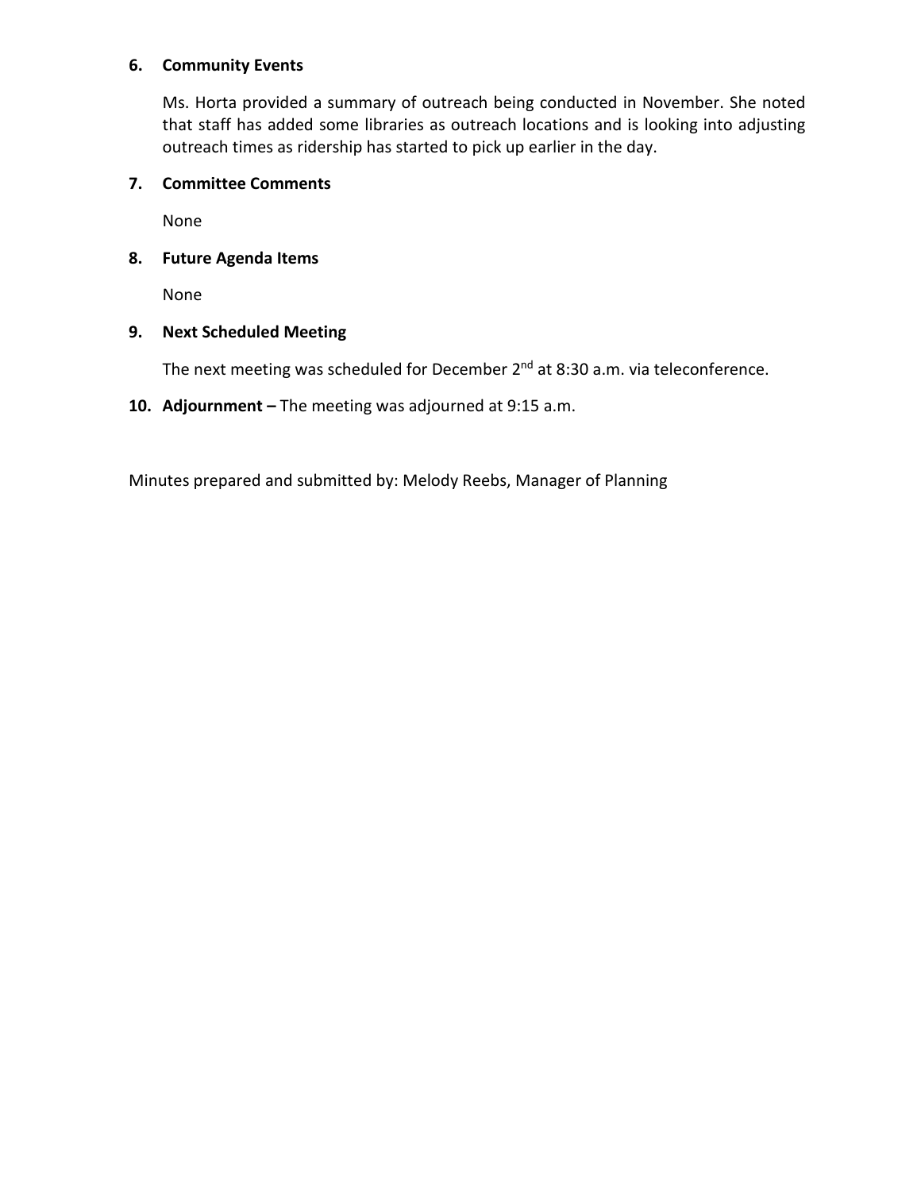6. **Community Events**

   Ms. Horta provided a summary of outreach being conducted in November. She noted that staff has added some libraries as outreach locations and is looking into adjusting outreach times as ridership has started to pick up earlier in the day.

7. **Committee Comments**

   None

8. **Future Agenda Items**

   None

9. **Next Scheduled Meeting**

   The next meeting was scheduled for December 2nd at 8:30 a.m. via teleconference.

10. **Adjournment –** The meeting was adjourned at 9:15 a.m.

Minutes prepared and submitted by: Melody Reebs, Manager of Planning